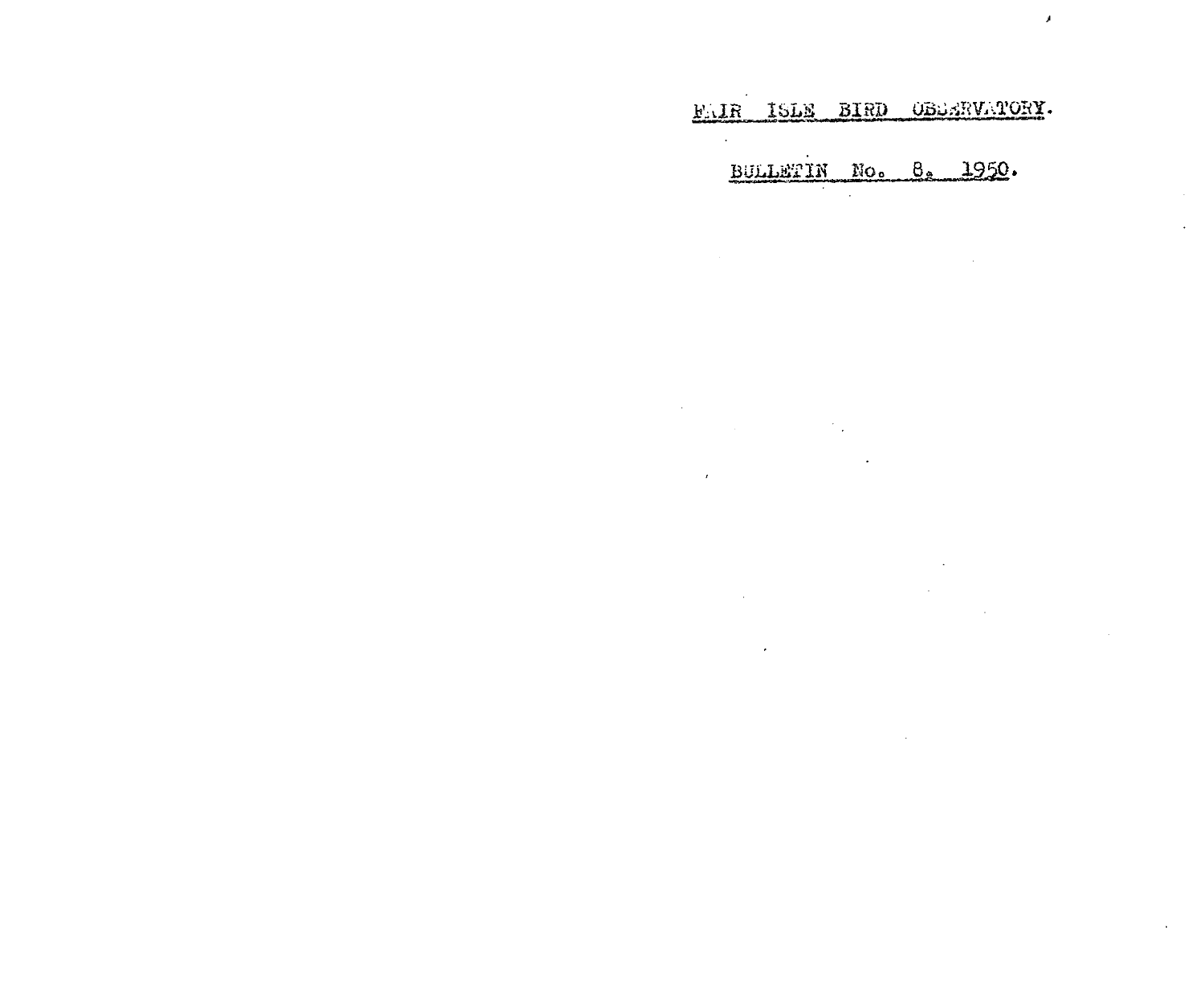# FAIR ISLE BIRD OBSERVATORY.

## BULLETIN No. 8. 1950.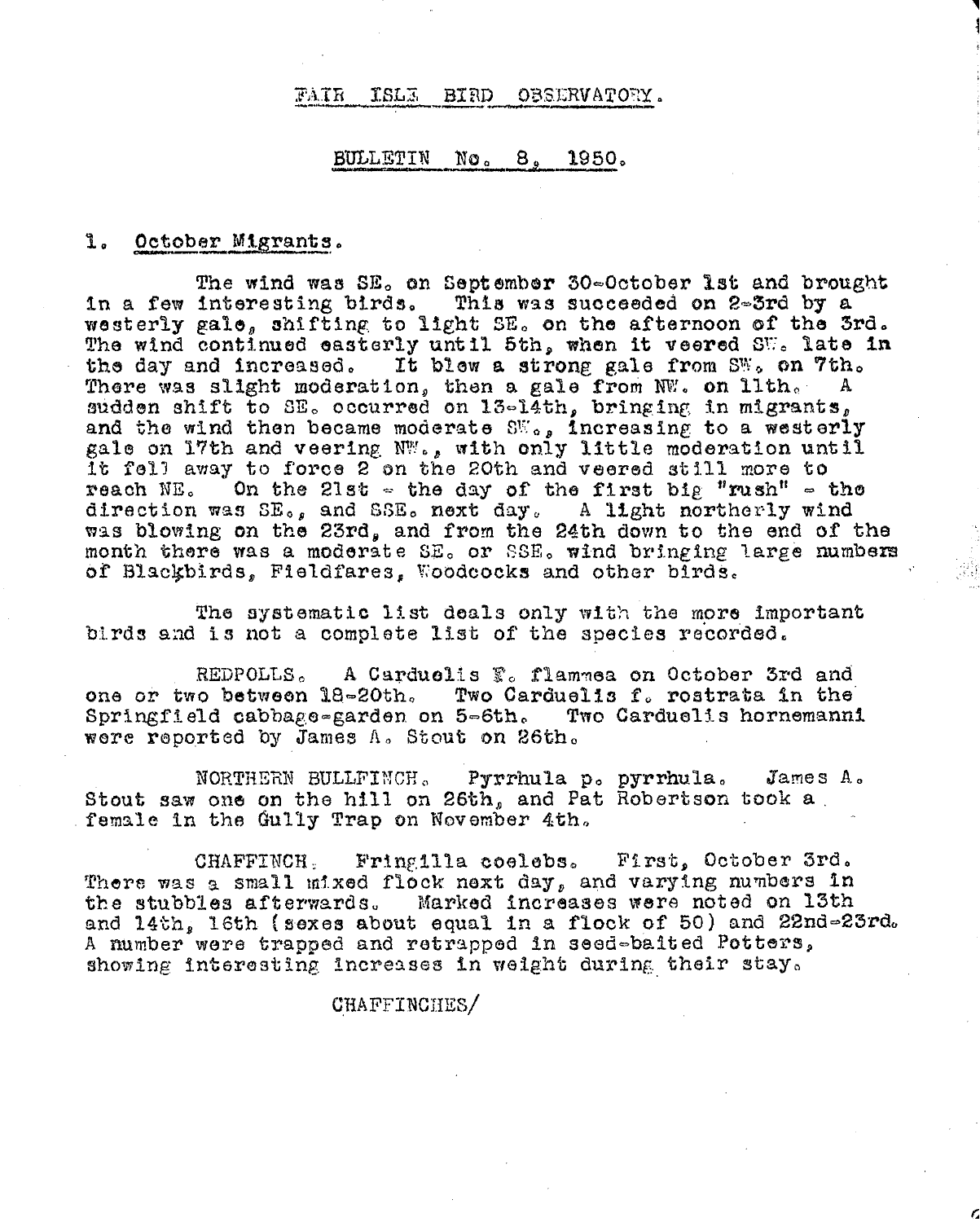# FAIR ISLE BIRD OBSERVATORY.

## BULLETIN No. 8, 1950.

### 1. October Migrants.

The wind was SE. on September 30-October 1st and brought in a few interesting birds. This was succeeded on 2-3rd by a westerly gale, shifting to light SE. on the afternoon of the 3rd. The wind continued easterly until 5th, when it veered SW. late in the day and increased. It blew a strong gale from SW. on 7th. There was slight moderation, then a gale from NW. on 11th. A sudden shift to SE. occurred on 13-14th, bringing in migrants, and the wind then became moderate SW., increasing to a westerly gale on 17th and veering NW., with only little moderation until it fell away to force 2 on the 20th and veered still more to reach NE. On the 21st - the day of the first big "rush" - the direction was SE., and SSE. next day. A light northerly wind was blowing on the 23rd, and from the 24th down to the end of the month there was a moderate SE. or SSE. wind bringing large numbers of Blackbirds, Fieldfares, Woodcocks and other birds.

The systematic list deals only with the more important birds and is not a complete list of the species recorded.

REDPOLLS. A Carduelis f. flammea on October 3rd and one or two between 18-20th. Two Carduelis f. rostrata in the Springfield cabbage-garden on 5-6th. Two Carduelis hornemanni were reported by James A. Stout on 26th.

NORTHERN BULLFINCH. Pyrrhula p. pyrrhula. James A. Stout saw one on the hill on 26th, and Pat Robertson took a female in the Gully Trap on November 4th.

CHAFFINCH. Fringilla coelebs. First, October 3rd. There was a small mixed flock next day, and varying numbers in the stubbles afterwards. Marked increases were noted on 13th and 14th, 16th (sexes about equal in a flock of 50) and 22nd-23rd. A number were trapped and retrapped in seed-baited Potters, showing interesting increases in weight during their stay.

CHAFFINCHES/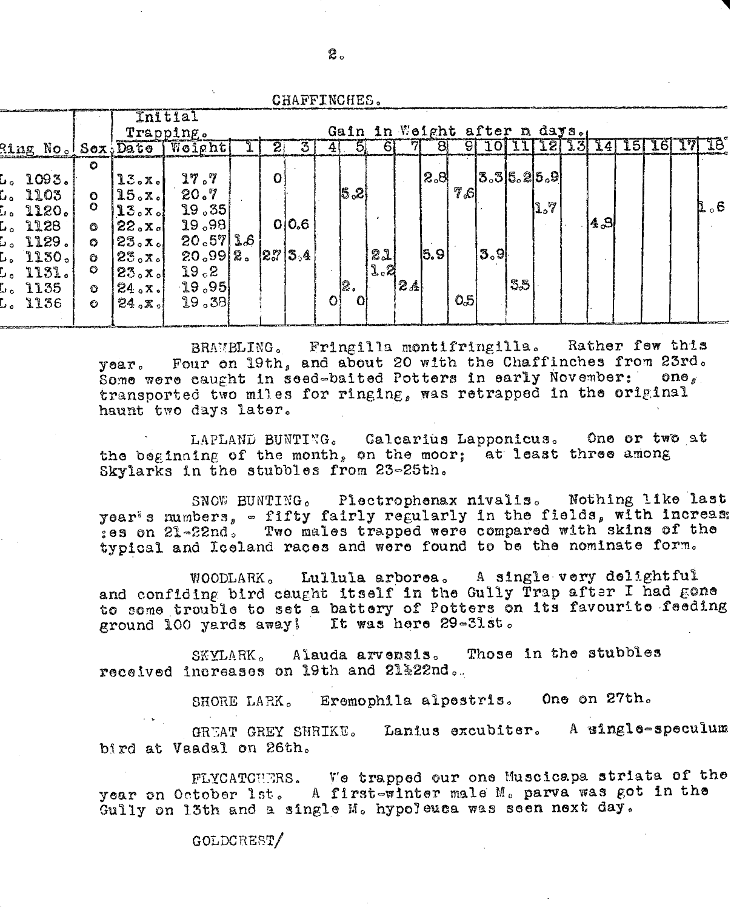CHAFFINCHES.

| Ring No. | Sex | Initial Trapping. Date | Weight | Gain in Weight after n days. 1 | 2 | 3 | 4 | 5 | 6 | 7 | 8 | 9 | 10 | 11 | 12 | 13 | 14 | 15 | 16 | 17 | 18 |
|---|---|---|---|---|---|---|---|---|---|---|---|---|---|---|---|---|---|---|---|---|---|
| L. 1093. | o | 13.x. | 17.7 | | 0 | | | | | | 2.8 | | 3.3 | 5.2 | 5.9 | | | | | | |
| L. 1103 | o | 15.x. | 20.7 | | | | | 5.2 | | | | 7.6 | | | | | | | | | |
| L. 1120. | o | 13.x. | 19.35 | | | | | | | | | | | | 1.7 | | 4.3 | | | | 1.6 |
| L. 1128 | o | 22.x. | 19.98 | | 0 | 0.6 | | | | | | | | | | | | | | | |
| L. 1129. | o | 23.x. | 20.57 | 1.6 | | | | | | | | | | | | | | | | | |
| L. 1130. | o | 23.x. | 20.99 | 2. | 2.7 | 3.4 | | | 2.1 | | 5.9 | | 3.9 | | | | | | | | |
| L. 1131. | o | 23.x. | 19.2 | | | | | | 1.2 | | | | | | | | | | | | |
| L. 1135 | o | 24.x. | 19.95 | | | | | 2. | | 2.4 | | | | 3.5 | | | | | | | |
| L. 1136 | o | 24.x. | 19.38 | | | | 0 | 0 | | | | 0.5 | | | | | | | | | |

BRAMBLING. Fringilla montifringilla. Rather few this year. Four on 19th, and about 20 with the Chaffinches from 23rd. Some were caught in seed-baited Potters in early November: one, transported two miles for ringing, was retrapped in the original haunt two days later.

LAPLAND BUNTING. Calcarius Lapponicus. One or two at the beginning of the month, on the moor; at least three among Skylarks in the stubbles from 23-25th.

SNOW BUNTING. Plectrophenax nivalis. Nothing like last year's numbers, - fifty fairly regularly in the fields, with increases on 21-22nd. Two males trapped were compared with skins of the typical and Iceland races and were found to be the nominate form.

WOODLARK. Lullula arborea. A single very delightful and confiding bird caught itself in the Gully Trap after I had gone to some trouble to set a battery of Potters on its favourite feeding ground 100 yards away! It was here 29-31st.

SKYLARK. Alauda arvensis. Those in the stubbles received increases on 19th and 21&22nd..

SHORE LARK. Eremophila alpestris. One on 27th.

GREAT GREY SHRIKE. Lanius excubiter. A single-speculum bird at Vaadal on 26th.

FLYCATCHERS. We trapped our one Muscicapa striata of the year on October 1st. A first-winter male M. parva was got in the Gully on 13th and a single M. hypoleuca was seen next day.

GOLDCREST/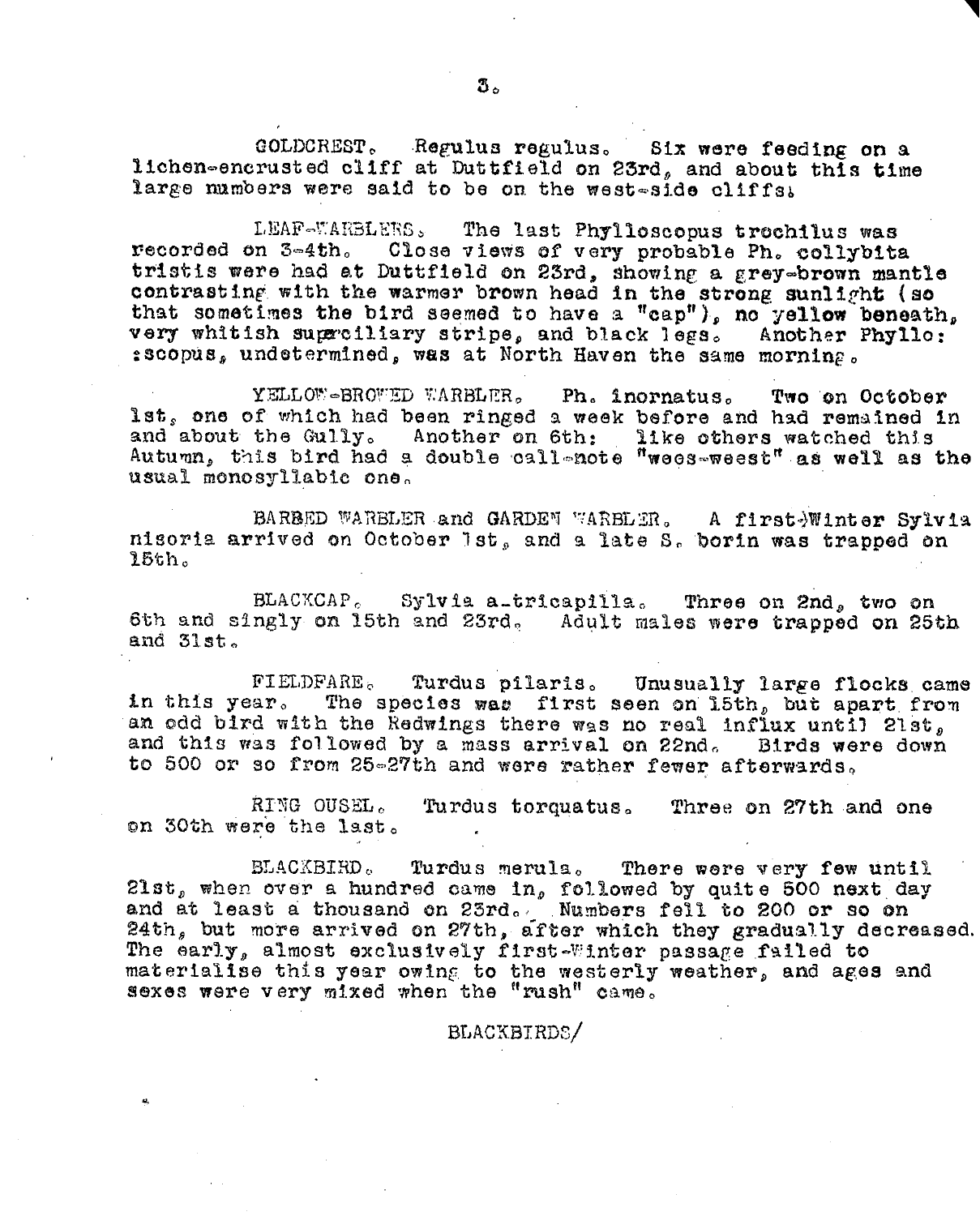GOLDCREST. *Regulus regulus*. Six were feeding on a lichen-encrusted cliff at Duttfield on 23rd, and about this time large numbers were said to be on the west-side cliffs.

LEAF-WARBLERS. The last *Phylloscopus trochilus* was recorded on 3-4th. Close views of very probable *Ph. collybita tristis* were had at Duttfield on 23rd, showing a grey-brown mantle contrasting with the warmer brown head in the strong sunlight (so that sometimes the bird seemed to have a "cap"), no yellow beneath, very whitish superciliary stripe, and black legs. Another *Phylloscopus*, undetermined, was at North Haven the same morning.

YELLOW-BROWED WARBLER. *Ph. inornatus*. Two on October 1st, one of which had been ringed a week before and had remained in and about the Gully. Another on 6th: like others watched this Autumn, this bird had a double call-note "wees-weest" as well as the usual monosyllabic one.

BARRED WARBLER and GARDEN WARBLER. A first-Winter *Sylvia nisoria* arrived on October 1st, and a late *S. borin* was trapped on 15th.

BLACKCAP. *Sylvia atricapilla*. Three on 2nd, two on 6th and singly on 15th and 23rd. Adult males were trapped on 25th and 31st.

FIELDFARE. *Turdus pilaris*. Unusually large flocks came in this year. The species was first seen on 15th, but apart from an odd bird with the Redwings there was no real influx until 21st, and this was followed by a mass arrival on 22nd. Birds were down to 500 or so from 25-27th and were rather fewer afterwards.

RING OUSEL. *Turdus torquatus*. Three on 27th and one on 30th were the last.

BLACKBIRD. *Turdus merula*. There were very few until 21st, when over a hundred came in, followed by quite 500 next day and at least a thousand on 23rd. Numbers fell to 200 or so on 24th, but more arrived on 27th, after which they gradually decreased. The early, almost exclusively first-Winter passage failed to materialise this year owing to the westerly weather, and ages and sexes were very mixed when the "rush" came.

BLACKBIRDS/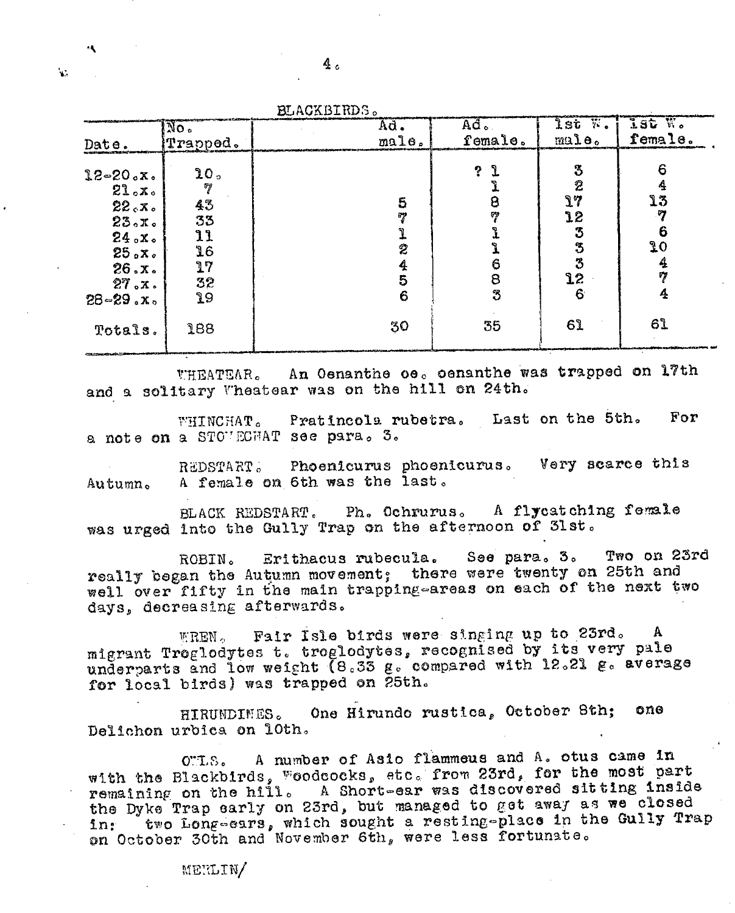BLACKBIRDS.

| Date. | No. Trapped. | Ad. male. | Ad. female. | 1st W. male. | 1st W. female. |
|---|---|---|---|---|---|
| 12-20.x. | 10. | | ? 1 | 3 | 6 |
| 21.x. | 7 | | 1 | 2 | 4 |
| 22.x. | 43 | 5 | 8 | 17 | 13 |
| 23.x. | 33 | 7 | 7 | 12 | 7 |
| 24.x. | 11 | 1 | 1 | 3 | 6 |
| 25.x. | 16 | 2 | 1 | 3 | 10 |
| 26.x. | 17 | 4 | 6 | 3 | 4 |
| 27.x. | 32 | 5 | 8 | 12 | 7 |
| 28-29.x. | 19 | 6 | 3 | 6 | 4 |
| Totals. | 188 | 30 | 35 | 61 | 61 |

WHEATEAR. An Oenanthe oe. oenanthe was trapped on 17th and a solitary Wheatear was on the hill on 24th.

WHINCHAT. Pratincola rubetra. Last on the 5th. For a note on a STONECHAT see para. 3.

REDSTART. Phoenicurus phoenicurus. Very scarce this Autumn. A female on 6th was the last.

BLACK REDSTART. Ph. Ochrurus. A flycatching female was urged into the Gully Trap on the afternoon of 31st.

ROBIN. Erithacus rubecula. See para. 3. Two on 23rd really began the Autumn movement; there were twenty on 25th and well over fifty in the main trapping-areas on each of the next two days, decreasing afterwards.

WREN. Fair Isle birds were singing up to 23rd. A migrant Troglodytes t. troglodytes, recognised by its very pale underparts and low weight (8.33 g. compared with 12.21 g. average for local birds) was trapped on 25th.

HIRUNDINES. One Hirundo rustica, October 8th; one Delichon urbica on 10th.

OWLS. A number of Asio flammeus and A. otus came in with the Blackbirds, Woodcocks, etc. from 23rd, for the most part remaining on the hill. A Short-ear was discovered sitting inside the Dyke Trap early on 23rd, but managed to get away as we closed in: two Long-ears, which sought a resting-place in the Gully Trap on October 30th and November 6th, were less fortunate.

MERLIN/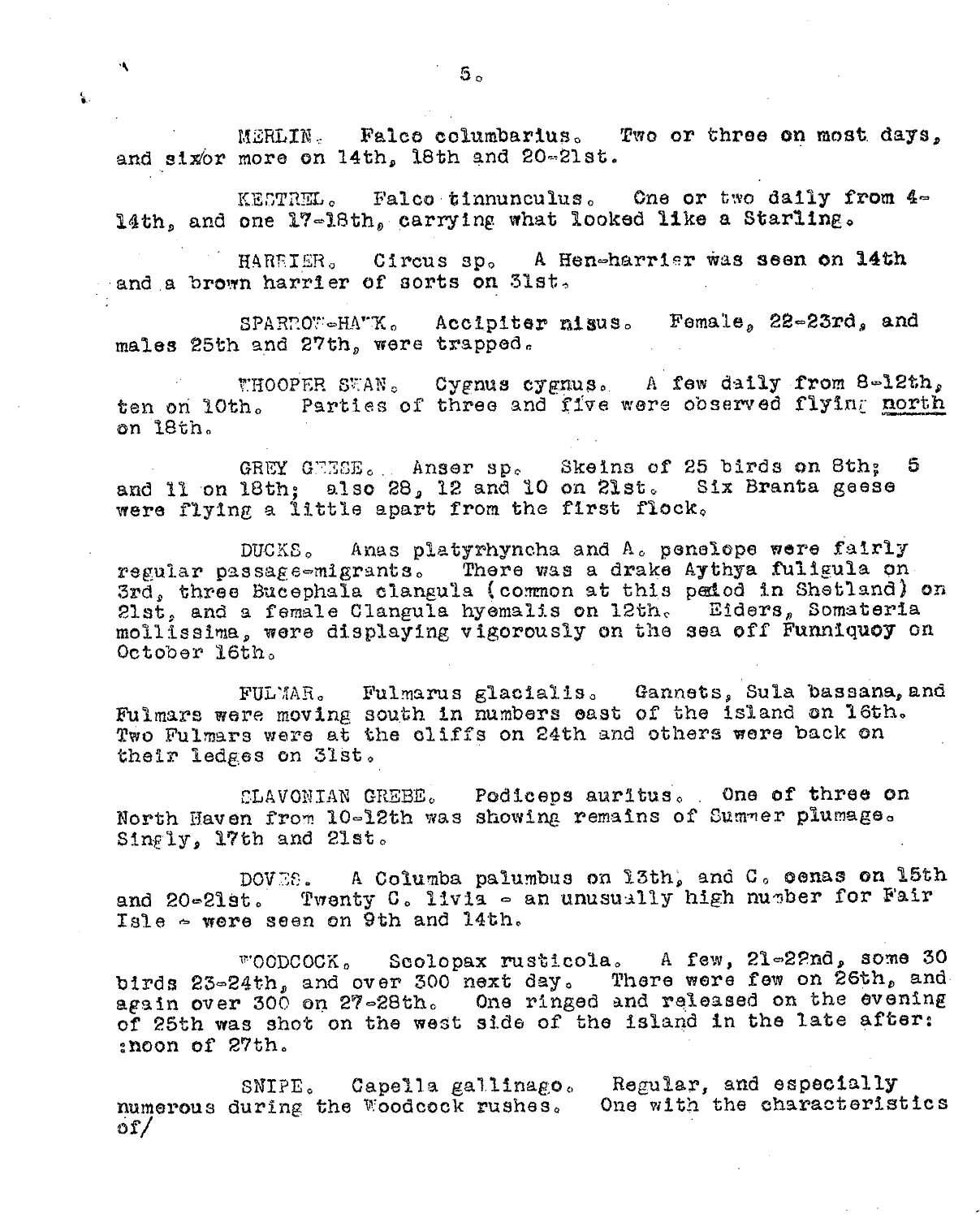MERLIN. Falco columbarius. Two or three on most days, and six/or more on 14th, 18th and 20-21st.

KESTREL. Falco tinnunculus. One or two daily from 4-14th, and one 17-18th, carrying what looked like a Starling.

HARRIER. Circus sp. A Hen-harrier was seen on 14th and a brown harrier of sorts on 31st.

SPARROW-HAWK. Accipiter nisus. Female, 22-23rd, and males 25th and 27th, were trapped.

WHOOPER SWAN. Cygnus cygnus. A few daily from 8-12th, ten on 10th. Parties of three and five were observed flying north on 18th.

GREY GEESE. Anser sp. Skeins of 25 birds on 8th; 5 and 11 on 18th; also 28, 12 and 10 on 21st. Six Branta geese were flying a little apart from the first flock.

DUCKS. Anas platyrhyncha and A. penelope were fairly regular passage-migrants. There was a drake Aythya fuligula on 3rd, three Bucephala clangula (common at this period in Shetland) on 21st, and a female Clangula hyemalis on 12th. Eiders, Somateria mollissima, were displaying vigorously on the sea off Funniquoy on October 16th.

FULMAR. Fulmarus glacialis. Gannets, Sula bassana, and Fulmars were moving south in numbers east of the island on 16th. Two Fulmars were at the cliffs on 24th and others were back on their ledges on 31st.

SLAVONIAN GREBE. Podiceps auritus. One of three on North Haven from 10-12th was showing remains of Summer plumage. Singly, 17th and 21st.

DOVES. A Columba palumbus on 13th, and C. oenas on 15th and 20-21st. Twenty C. livia - an unusually high number for Fair Isle - were seen on 9th and 14th.

WOODCOCK. Scolopax rusticola. A few, 21-22nd, some 30 birds 23-24th, and over 300 next day. There were few on 26th, and again over 300 on 27-28th. One ringed and released on the evening of 25th was shot on the west side of the island in the late after:noon of 27th.

SNIPE. Capella gallinago. Regular, and especially numerous during the Woodcock rushes. One with the characteristics of/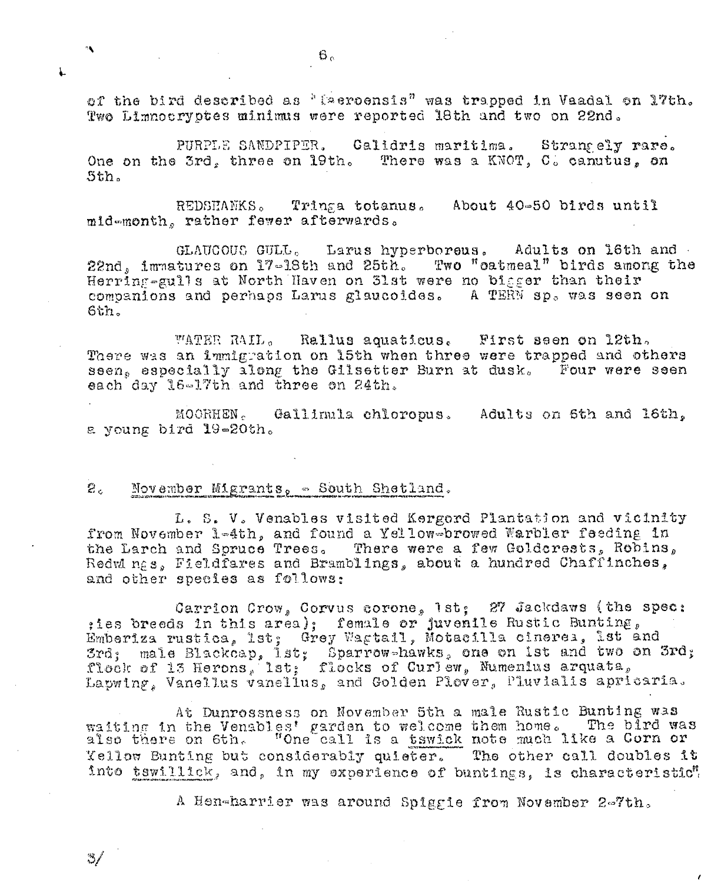of the bird described as "faeroensis" was trapped in Vaadal on 17th. Two Limnocryptes minimus were reported 18th and two on 22nd.

PURPLE SANDPIPER. Calidris maritima. Strangely rare. One on the 3rd, three on 19th. There was a KNOT, C. canutus, on 5th.

REDSHANKS. Tringa totanus. About 40-50 birds until mid-month, rather fewer afterwards.

GLAUCOUS GULL. Larus hyperboreus. Adults on 16th and 22nd, immatures on 17-18th and 25th. Two "oatmeal" birds among the Herring-gulls at North Haven on 31st were no bigger than their companions and perhaps Larus glaucoides. A TERN sp. was seen on 6th.

WATER RAIL. Rallus aquaticus. First seen on 12th. There was an immigration on 15th when three were trapped and others seen, especially along the Gilsetter Burn at dusk. Four were seen each day 16-17th and three on 24th.

MOORHEN. Gallinula chloropus. Adults on 6th and 16th, a young bird 19-20th.

## 2. November Migrants, - South Shetland.

L. S. V. Venables visited Kergord Plantation and vicinity from November 1-4th, and found a Yellow-browed Warbler feeding in the Larch and Spruce Trees. There were a few Goldcrests, Robins, Redwings, Fieldfares and Bramblings, about a hundred Chaffinches, and other species as follows:

Carrion Crow, Corvus corone, 1st; 27 Jackdaws (the spec: :ies breeds in this area); female or juvenile Rustic Bunting, Emberiza rustica, 1st; Grey Wagtail, Motacilla cinerea, 1st and 3rd; male Blackcap, 1st; Sparrow-hawks, one on 1st and two on 3rd; flock of 13 Herons, 1st; flocks of Curlew, Numenius arquata, Lapwing, Vanellus vanellus, and Golden Plover, Pluvialis apricaria.

At Dunrossness on November 5th a male Rustic Bunting was waiting in the Venables' garden to welcome them home. The bird was also there on 6th. "One call is a tswick note much like a Corn or Yellow Bunting but considerably quieter. The other call doubles it into tswillick, and, in my experience of buntings, is characteristic".

A Hen-harrier was around Spiggie from November 2-7th.

3/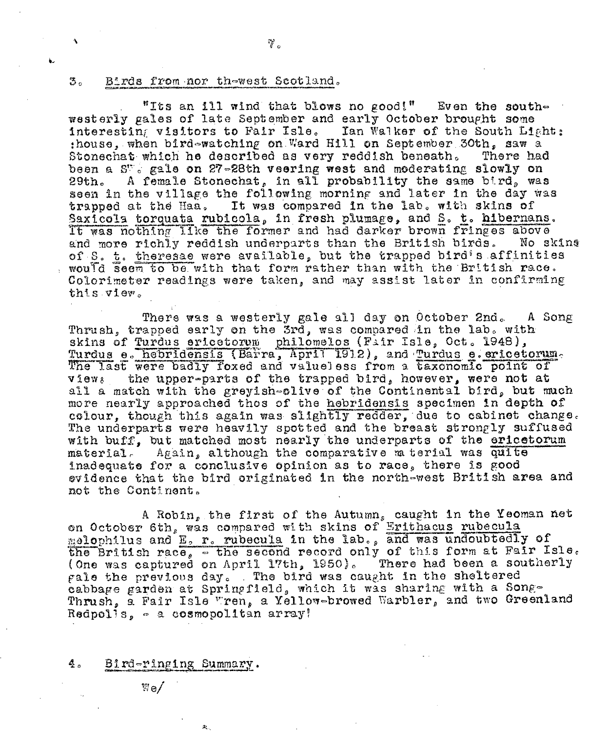## 3. Birds from north-west Scotland.

"Its an ill wind that blows no good!" Even the south-westerly gales of late September and early October brought some interesting visitors to Fair Isle. Ian Walker of the South Light-house, when bird-watching on Ward Hill on September 30th, saw a Stonechat which he described as very reddish beneath. There had been a SW. gale on 27-28th veering west and moderating slowly on 29th. A female Stonechat, in all probability the same bird, was seen in the village the following morning and later in the day was trapped at the Haa. It was compared in the lab. with skins of *Saxicola torquata rubicola*, in fresh plumage, and *S. t. hibernans*. It was nothing like the former and had darker brown fringes above and more richly reddish underparts than the British birds. No skins of *S. t. theresae* were available, but the trapped bird's affinities would seem to be with that form rather than with the British race. Colorimeter readings were taken, and may assist later in confirming this view.

There was a westerly gale all day on October 2nd. A Song Thrush, trapped early on the 3rd, was compared in the lab. with skins of *Turdus ericetorum philomelos* (Fair Isle, Oct. 1948), *Turdus e. hebridensis* (Barra, April 1912), and *Turdus e. ericetorum*. The last were badly foxed and valueless from a taxonomic point of view; the upper-parts of the trapped bird, however, were not at all a match with the greyish-olive of the Continental bird, but much more nearly approached thos of the *hebridensis* specimen in depth of colour, though this again was slightly redder, due to cabinet change. The underparts were heavily spotted and the breast strongly suffused with buff, but matched most nearly the underparts of the *ericetorum* material. Again, although the comparative material was quite inadequate for a conclusive opinion as to race, there is good evidence that the bird originated in the north-west British area and not the Continent.

A Robin, the first of the Autumn, caught in the Yeoman net on October 6th, was compared with skins of *Erithacus rubecula melophilus* and *E. r. rubecula* in the lab., and was undoubtedly of the British race, - the second record only of this form at Fair Isle. (One was captured on April 17th, 1950). There had been a southerly gale the previous day. The bird was caught in the sheltered cabbage garden at Springfield, which it was sharing with a Song-Thrush, a Fair Isle Wren, a Yellow-browed Warbler, and two Greenland Redpolls, - a cosmopolitan array!

## 4. Bird-ringing Summary.

We/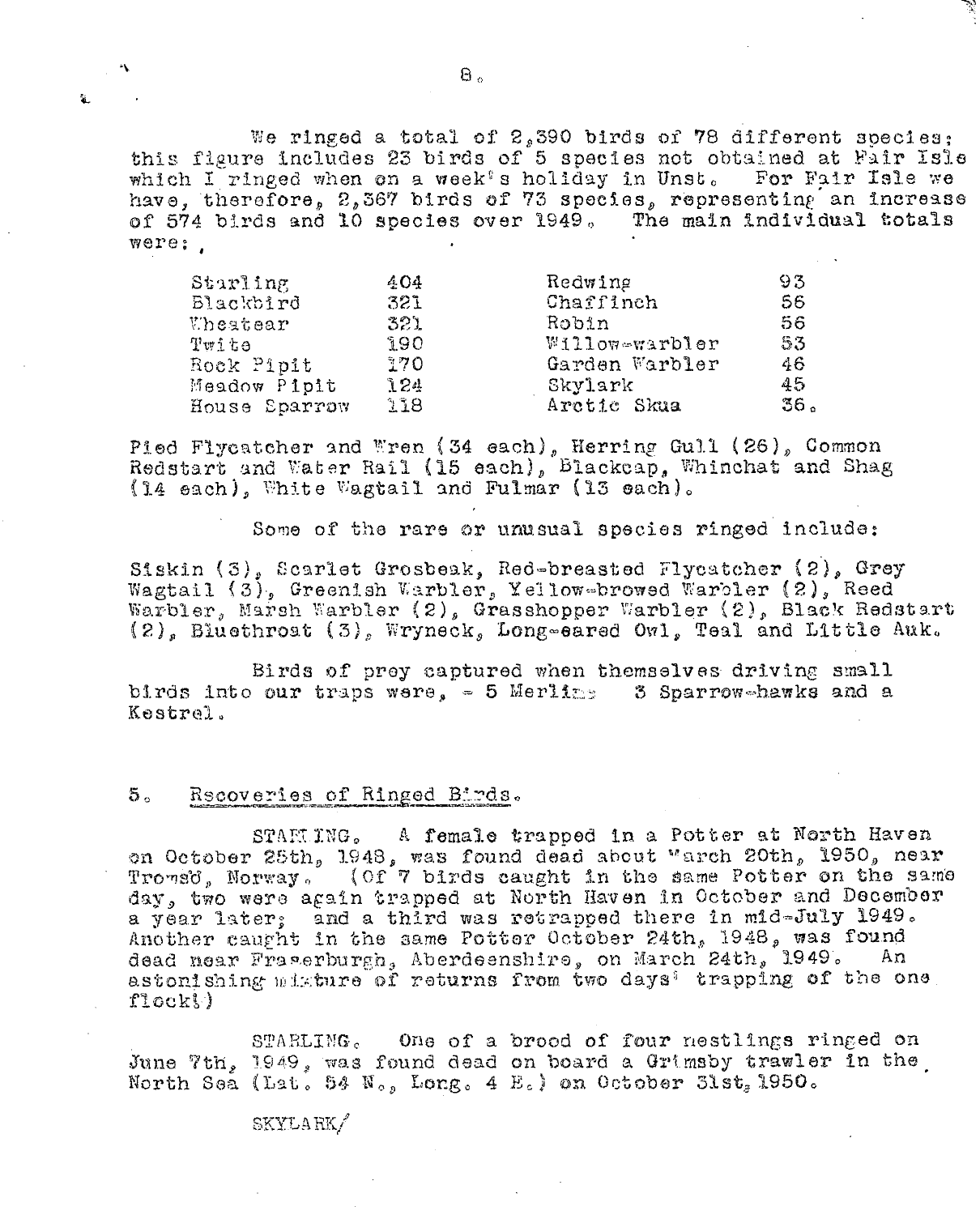We ringed a total of 2,390 birds of 78 different species; this figure includes 23 birds of 5 species not obtained at Fair Isle which I ringed when on a week's holiday in Unst. For Fair Isle we have, therefore, 2,367 birds of 73 species, representing an increase of 574 birds and 10 species over 1949. The main individual totals were:

| | | | |
|---|---|---|---|
| Starling | 404 | Redwing | 93 |
| Blackbird | 321 | Chaffinch | 56 |
| Wheatear | 321 | Robin | 56 |
| Twite | 190 | Willow-warbler | 53 |
| Rock Pipit | 170 | Garden Warbler | 46 |
| Meadow Pipit | 124 | Skylark | 45 |
| House Sparrow | 118 | Arctic Skua | 36. |

Pied Flycatcher and Wren (34 each), Herring Gull (26), Common Redstart and Water Rail (15 each), Blackcap, Whinchat and Shag (14 each), White Wagtail and Fulmar (13 each).

Some of the rare or unusual species ringed include:

Siskin (3), Scarlet Grosbeak, Red-breasted Flycatcher (2), Grey Wagtail (3), Greenish Warbler, Yellow-browed Warbler (2), Reed Warbler, Marsh Warbler (2), Grasshopper Warbler (2), Black Redstart (2), Bluethroat (3), Wryneck, Long-eared Owl, Teal and Little Auk.

Birds of prey captured when themselves driving small birds into our traps were, - 5 Merlins 3 Sparrow-hawks and a Kestrel.

## 5. Recoveries of Ringed Birds.

STARLING. A female trapped in a Potter at North Haven on October 25th, 1948, was found dead about March 20th, 1950, near Tromsö, Norway. (Of 7 birds caught in the same Potter on the same day, two were again trapped at North Haven in October and December a year later; and a third was retrapped there in mid-July 1949. Another caught in the same Potter October 24th, 1948, was found dead near Fraserburgh, Aberdeenshire, on March 24th, 1949. An astonishing mixture of returns from two days' trapping of the one flock!)

STARLING. One of a brood of four nestlings ringed on June 7th, 1949, was found dead on board a Grimsby trawler in the North Sea (Lat. 54 N., Long. 4 E.) on October 31st, 1950.

SKYLARK/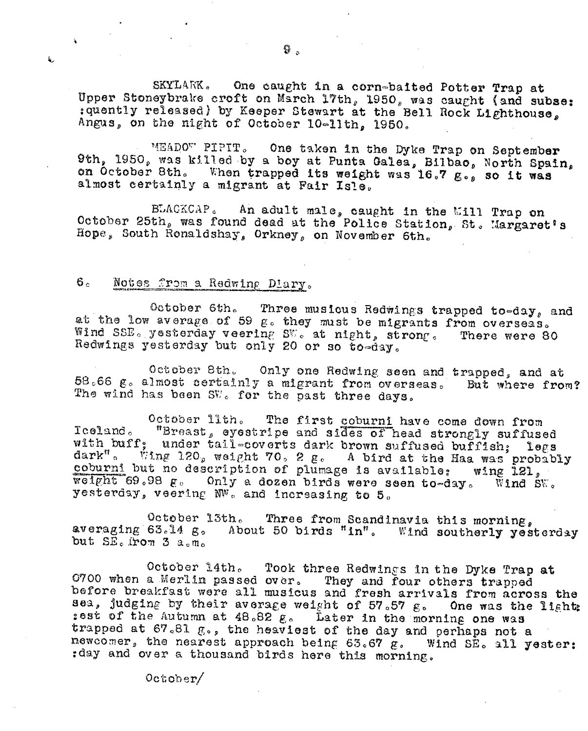SKYLARK. One caught in a corn-baited Potter Trap at Upper Stoneybrake croft on March 17th, 1950, was caught (and subsequently released) by Keeper Stewart at the Bell Rock Lighthouse, Angus, on the night of October 10-11th, 1950.

MEADOW PIPIT. One taken in the Dyke Trap on September 9th, 1950, was killed by a boy at Punta Galea, Bilbao, North Spain, on October 8th. When trapped its weight was 16.7 g., so it was almost certainly a migrant at Fair Isle.

BLACKCAP. An adult male, caught in the Mill Trap on October 25th, was found dead at the Police Station, St. Margaret's Hope, South Ronaldshay, Orkney, on November 6th.

## 6. Notes from a Redwing Diary.

October 6th. Three musicus Redwings trapped to-day, and at the low average of 59 g. they must be migrants from overseas. Wind SSE. yesterday veering SW. at night, strong. There were 80 Redwings yesterday but only 20 or so to-day.

October 8th. Only one Redwing seen and trapped, and at 58.66 g. almost certainly a migrant from overseas. But where from? The wind has been SW. for the past three days.

October 11th. The first _coburni_ have come down from Iceland. "Breast, eyestripe and sides of head strongly suffused with buff; under tail-coverts dark brown suffused buffish; legs dark". Wing 120, weight 70. 2 g. A bird at the Haa was probably _coburni_ but no description of plumage is available; wing 121, weight 69.98 g. Only a dozen birds were seen to-day. Wind SW. yesterday, veering NW. and increasing to 5.

October 13th. Three from Scandinavia this morning, averaging 63.14 g. About 50 birds "in". Wind southerly yesterday but SE. from 3 a.m.

October 14th. Took three Redwings in the Dyke Trap at 0700 when a Merlin passed over. They and four others trapped before breakfast were all musicus and fresh arrivals from across the sea, judging by their average weight of 57.57 g. One was the lightest of the Autumn at 48.82 g. Later in the morning one was trapped at 67.81 g., the heaviest of the day and perhaps not a newcomer, the nearest approach being 63.67 g. Wind SE. all yesterday and over a thousand birds here this morning.

October/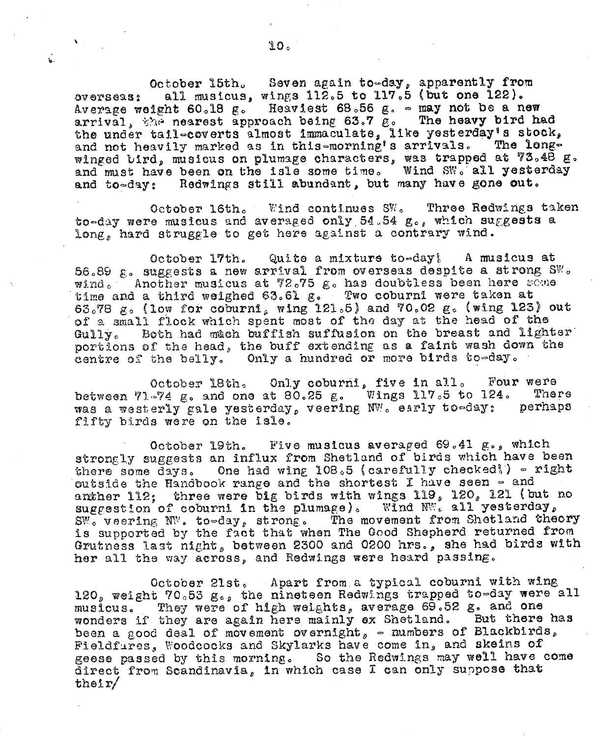October 15th. Seven again to-day, apparently from overseas: all musicus, wings 112.5 to 117.5 (but one 122). Average weight 60.18 g. Heaviest 68.56 g. - may not be a new arrival, the nearest approach being 63.7 g. The heavy bird had the under tail-coverts almost immaculate, like yesterday's stock, and not heavily marked as in this-morning's arrivals. The long-winged bird, musicus on plumage characters, was trapped at 73.48 g. and must have been on the isle some time. Wind SW. all yesterday and to-day: Redwings still abundant, but many have gone out.

October 16th. Wind continues SW. Three Redwings taken to-day were musicus and averaged only 54.54 g., which suggests a long, hard struggle to get here against a contrary wind.

October 17th. Quite a mixture to-day! A musicus at 56.89 g. suggests a new arrival from overseas despite a strong SW. wind. Another musicus at 72.75 g. has doubtless been here some time and a third weighed 63.61 g. Two coburni were taken at 63.78 g. (low for coburni, wing 121.5) and 70.02 g. (wing 123) out of a small flock which spent most of the day at the head of the Gully. Both had much buffish suffusion on the breast and lighter portions of the head, the buff extending as a faint wash down the centre of the belly. Only a hundred or more birds to-day.

October 18th. Only coburni, five in all. Four were between 71-74 g. and one at 80.25 g. Wings 117.5 to 124. There was a westerly gale yesterday, veering NW. early to-day: perhaps fifty birds were on the isle.

October 19th. Five musicus averaged 69.41 g., which strongly suggests an influx from Shetland of birds which have been there some days. One had wing 108.5 (carefully checked!) - right outside the Handbook range and the shortest I have seen - and anther 112; three were big birds with wings 119, 120, 121 (but no suggestion of coburni in the plumage). Wind NW. all yesterday, SW. veering NW. to-day, strong. The movement from Shetland theory is supported by the fact that when The Good Shepherd returned from Grutness last night, between 2300 and 0200 hrs., she had birds with her all the way across, and Redwings were heard passing.

October 21st. Apart from a typical coburni with wing 120, weight 70.53 g., the nineteen Redwings trapped to-day were all musicus. They were of high weights, average 69.52 g. and one wonders if they are again here mainly ex Shetland. But there has been a good deal of movement overnight, - numbers of Blackbirds, Fieldfares, Woodcocks and Skylarks have come in, and skeins of geese passed by this morning. So the Redwings may well have come direct from Scandinavia, in which case I can only suppose that their/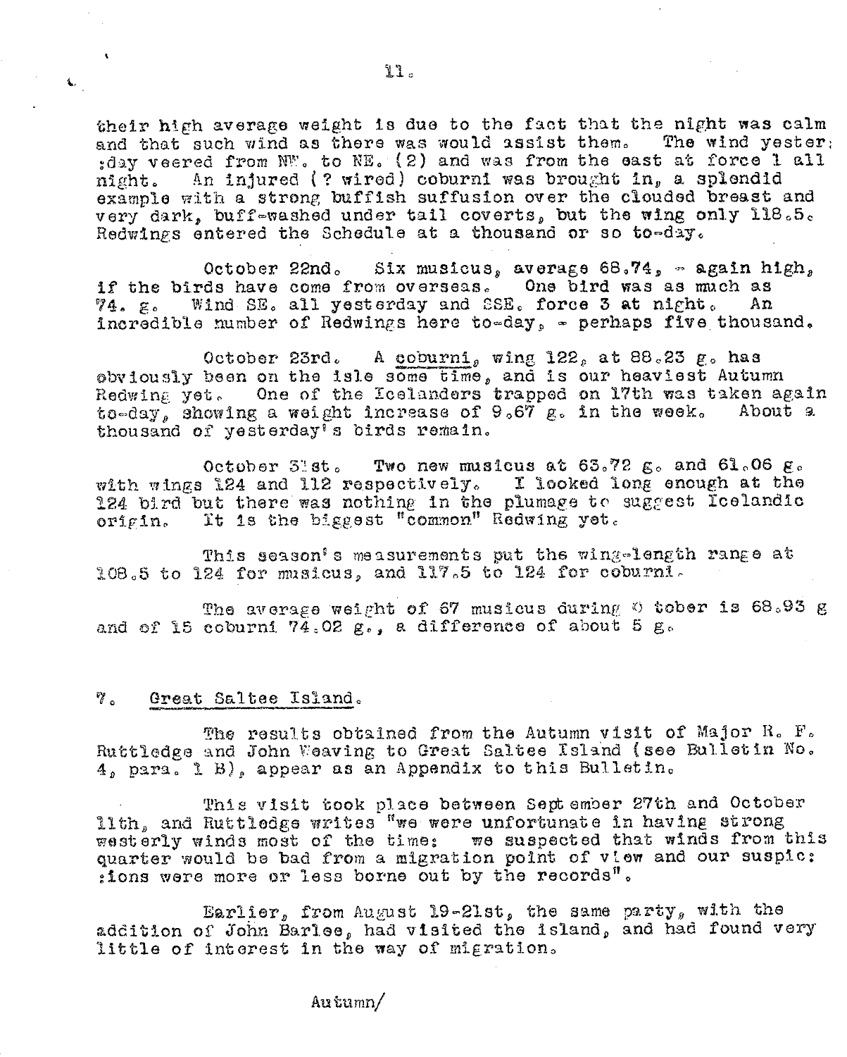their high average weight is due to the fact that the night was calm and that such wind as there was would assist them. The wind yesterday veered from NW. to NE. (2) and was from the east at force 1 all night. An injured (? wired) coburni was brought in, a splendid example with a strong buffish suffusion over the clouded breast and very dark, buff-washed under tail coverts, but the wing only 118.5. Redwings entered the Schedule at a thousand or so to-day.

October 22nd. Six musicus, average 68.74, - again high, if the birds have come from overseas. One bird was as much as 74. g. Wind SE. all yesterday and SSE. force 3 at night. An incredible number of Redwings here to-day, - perhaps five thousand.

October 23rd. A <u>coburni</u>, wing 122, at 88.23 g. has obviously been on the isle some time, and is our heaviest Autumn Redwing yet. One of the Icelanders trapped on 17th was taken again to-day, showing a weight increase of 9.67 g. in the week. About a thousand of yesterday's birds remain.

October 31st. Two new musicus at 63.72 g. and 61.06 g. with wings 124 and 112 respectively. I looked long enough at the 124 bird but there was nothing in the plumage to suggest Icelandic origin. It is the biggest "common" Redwing yet.

This season's measurements put the wing-length range at 108.5 to 124 for musicus, and 117.5 to 124 for coburni.

The average weight of 67 musicus during October is 68.93 g and of 15 coburni 74.02 g., a difference of about 5 g.

## 7. <u>Great Saltee Island.</u>

The results obtained from the Autumn visit of Major R. F. Ruttledge and John Weaving to Great Saltee Island (see Bulletin No. 4, para. 1 B), appear as an Appendix to this Bulletin.

This visit took place between September 27th and October 11th, and Ruttledge writes "we were unfortunate in having strong westerly winds most of the time: we suspected that winds from this quarter would be bad from a migration point of view and our suspicions were more or less borne out by the records".

Earlier, from August 19-21st, the same party, with the addition of John Barlee, had visited the island, and had found very little of interest in the way of migration.

Autumn/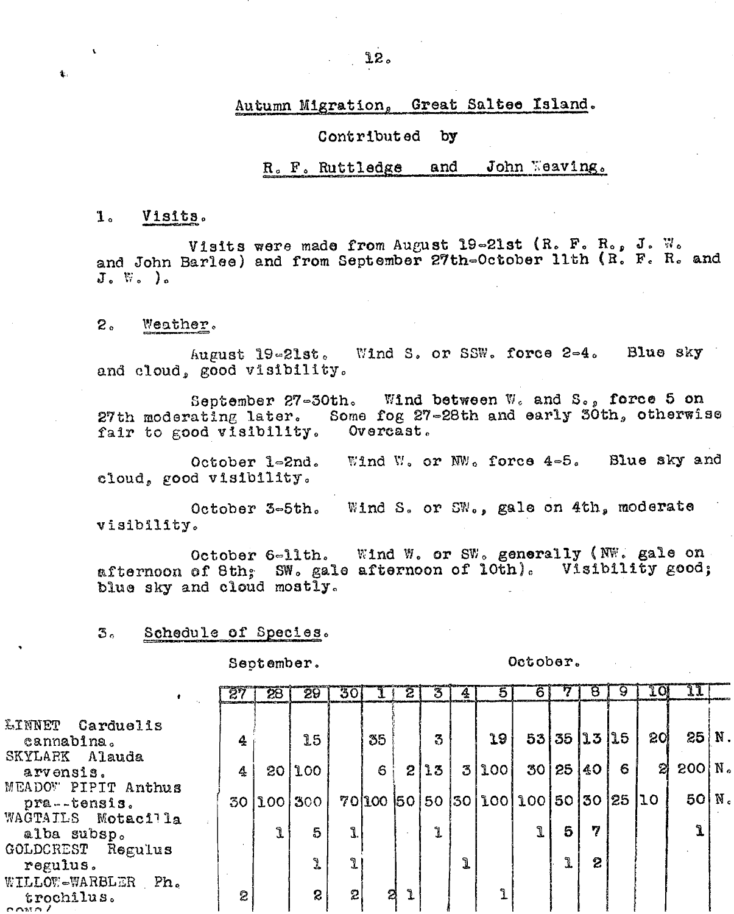## Autumn Migration, Great Saltee Island.

Contributed by

R. F. Ruttledge and John Weaving.

### 1. Visits.

Visits were made from August 19-21st (R. F. R., J. W. and John Barlee) and from September 27th-October 11th (R. F. R. and J. W. ).

### 2. Weather.

August 19-21st. Wind S. or SSW. force 2-4. Blue sky and cloud, good visibility.

September 27-30th. Wind between W. and S., force 5 on 27th moderating later. Some fog 27-28th and early 30th, otherwise fair to good visibility. Overcast.

October 1-2nd. Wind W. or NW. force 4-5. Blue sky and cloud, good visibility.

October 3-5th. Wind S. or SW., gale on 4th, moderate visibility.

October 6-11th. Wind W. or SW. generally (NW. gale on afternoon of 8th; SW. gale afternoon of 10th). Visibility good; blue sky and cloud mostly.

### 3. Schedule of Species.

| | September. | | | | October. | | | | | | | | | | | |
|---|---|---|---|---|---|---|---|---|---|---|---|---|---|---|---|---|
| | 27 | 28 | 29 | 30 | 1 | 2 | 3 | 4 | 5 | 6 | 7 | 8 | 9 | 10 | 11 | |
| LINNET Carduelis cannabina. | 4 | | 15 | | 35 | | 3 | | 19 | 53 | 35 | 13 | 15 | 20 | 25 | N. |
| SKYLARK Alauda arvensis. | 4 | 20 | 100 | | 6 | 2 | 13 | 3 | 100 | 30 | 25 | 40 | 6 | 2 | 200 | N. |
| MEADOW PIPIT Anthus pra--tensis. | 30 | 100 | 300 | 70 | 100 | 50 | 50 | 30 | 100 | 100 | 50 | 30 | 25 | 10 | 50 | N. |
| WAGTAILS Motacilla alba subsp. | | 1 | 5 | 1 | | | 1 | | | 1 | 5 | 7 | | | 1 | |
| GOLDCREST Regulus regulus. | | | 1 | 1 | | | | 1 | | | 1 | 2 | | | | |
| WILLOW-WARBLER Ph. trochilus. | 2 | | 2 | 2 | 2 | 1 | | | 1 | | | | | | | |

SONG(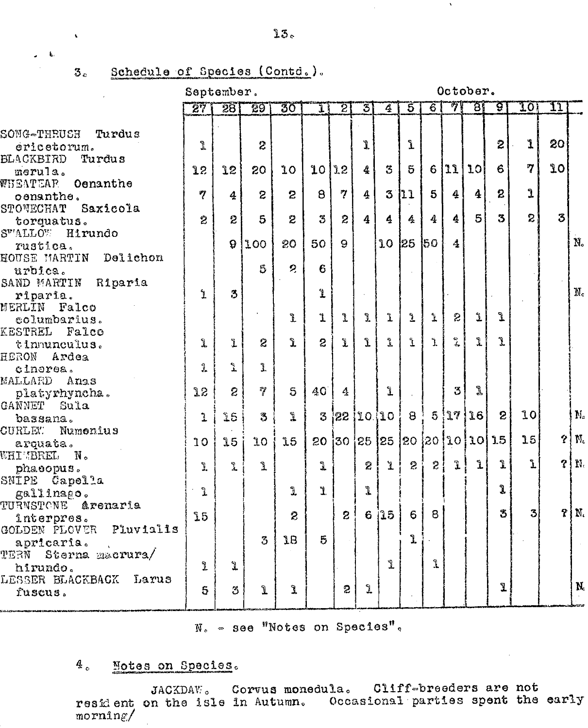## 3. Schedule of Species (Contd.).

| | September. | | | | October. | | | | | | | | | | | |
|---|---|---|---|---|---|---|---|---|---|---|---|---|---|---|---|---|
| | 27 | 28 | 29 | 30 | 1 | 2 | 3 | 4 | 5 | 6 | 7 | 8 | 9 | 10 | 11 | |
| SONG-THRUSH Turdus ericetorum. | 1 | | 2 | | | | 1 | | 1 | | | | 2 | 1 | 20 | |
| BLACKBIRD Turdus merula. | 12 | 12 | 20 | 10 | 10 | 12 | 4 | 3 | 5 | 6 | 11 | 10 | 6 | 7 | 10 | |
| WHEATEAR Oenanthe oenanthe. | 7 | 4 | 2 | 2 | 8 | 7 | 4 | 3 | 11 | 5 | 4 | 4 | 2 | 1 | | |
| STONECHAT Saxicola torquatus. | 2 | 2 | 5 | 2 | 3 | 2 | 4 | 4 | 4 | 4 | 4 | 5 | 3 | 2 | 3 | |
| SWALLOW Hirundo rustica. | | 9 | 100 | 20 | 50 | 9 | | 10 | 25 | 50 | 4 | | | | | N. |
| HOUSE MARTIN Delichon urbica. | | | 5 | 2 | 6 | | | | | | | | | | | |
| SAND MARTIN Riparia riparia. | 1 | 3 | | | 1 | | | | | | | | | | | N. |
| MERLIN Falco columbarius. | | | | 1 | 1 | 1 | 1 | 1 | 1 | 1 | 2 | 1 | 1 | | | |
| KESTREL Falco tinnunculus. | 1 | 1 | 2 | 1 | 2 | 1 | 1 | 1 | 1 | 1 | 1 | 1 | 1 | | | |
| HERON Ardea cinerea. | 1 | 1 | 1 | | | | | | | | | | | | | |
| MALLARD Anas platyrhyncha. | 12 | 2 | 7 | 5 | 40 | 4 | | 1 | | | 3 | 1 | | | | |
| GANNET Sula bassana. | 1 | 15 | 3 | 1 | 3 | 22 | 10 | 10 | 8 | 5 | 17 | 16 | 2 | 10 | | N. |
| CURLEW Numenius arquata. | 10 | 15 | 10 | 15 | 20 | 30 | 25 | 25 | 20 | 20 | 10 | 10 | 15 | 15 | ? | N. |
| WHIMBREL N. phaeopus. | 1 | 1 | 1 | | 1 | | 2 | 1 | 2 | 2 | 1 | 1 | 1 | 1 | ? | N. |
| SNIPE Capella gallinago. | 1 | | | 1 | 1 | | 1 | | | | | | 1 | | | |
| TURNSTONE Arenaria interpres. | 15 | | | 2 | | 2 | 6 | 15 | 6 | 8 | | | 3 | 3 | ? | N. |
| GOLDEN PLOVER Pluvialis apricaria. | | | 3 | 18 | 5 | | | | 1 | | | | | | | |
| TERN Sterna macrura/hirundo. | 1 | 1 | | | | | | 1 | | 1 | | | | | | |
| LESSER BLACKBACK Larus fuscus. | 5 | 3 | 1 | 1 | | 2 | 1 | | | | | | 1 | | | N. |

N. - see "Notes on Species".

## 4. Notes on Species.

JACKDAW. Corvus monedula. Cliff-breeders are not resident on the isle in Autumn. Occasional parties spent the early morning/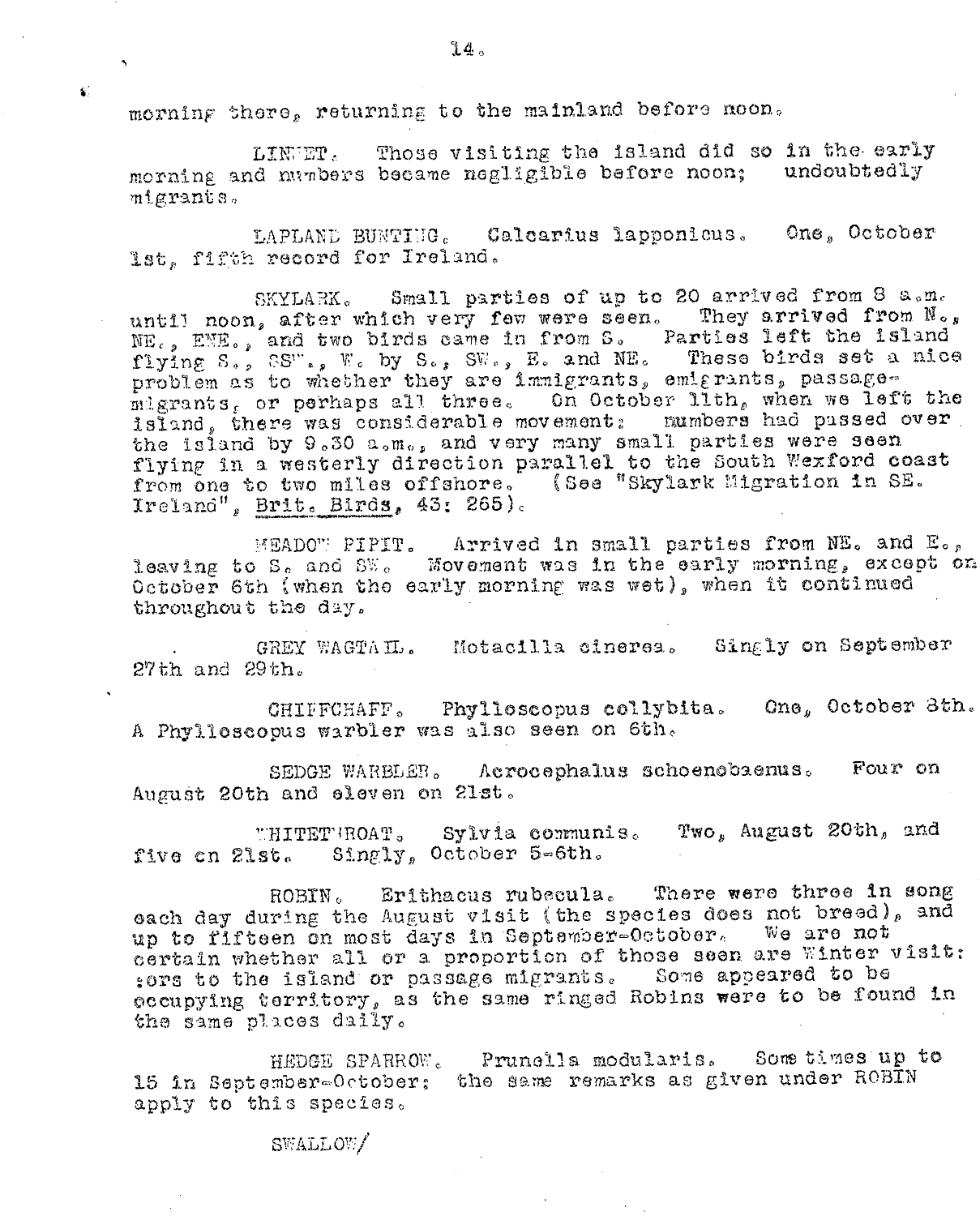morning there, returning to the mainland before noon.

LINNET. Those visiting the island did so in the early morning and numbers became negligible before noon; undoubtedly migrants.

LAPLAND BUNTING. Calcarius lapponicus. One, October 1st, fifth record for Ireland.

SKYLARK. Small parties of up to 20 arrived from 8 a.m. until noon, after which very few were seen. They arrived from N., NE., ENE., and two birds came in from S. Parties left the island flying S., SSW., W. by S., SW., E. and NE. These birds set a nice problem as to whether they are immigrants, emigrants, passage-migrants, or perhaps all three. On October 11th, when we left the island, there was considerable movement: numbers had passed over the island by 9.30 a.m., and very many small parties were seen flying in a westerly direction parallel to the South Wexford coast from one to two miles offshore. (See "Skylark Migration in SE. Ireland", Brit. Birds, 43: 265).

MEADOW PIPIT. Arrived in small parties from NE. and E., leaving to S. and SW. Movement was in the early morning, except on October 6th (when the early morning was wet), when it continued throughout the day.

GREY WAGTAIL. Motacilla cinerea. Singly on September 27th and 29th.

CHIFFCHAFF. Phylloscopus collybita. One, October 8th. A Phylloscopus warbler was also seen on 6th.

SEDGE WARBLER. Acrocephalus schoenobaenus. Four on August 20th and eleven on 21st.

WHITETHROAT. Sylvia communis. Two, August 20th, and five on 21st. Singly, October 5-6th.

ROBIN. Erithacus rubecula. There were three in song each day during the August visit (the species does not breed), and up to fifteen on most days in September-October. We are not certain whether all or a proportion of those seen are Winter visitors to the island or passage migrants. Some appeared to be occupying territory, as the same ringed Robins were to be found in the same places daily.

HEDGE SPARROW. Prunella modularis. Some times up to 15 in September-October; the same remarks as given under ROBIN apply to this species.

SWALLOW/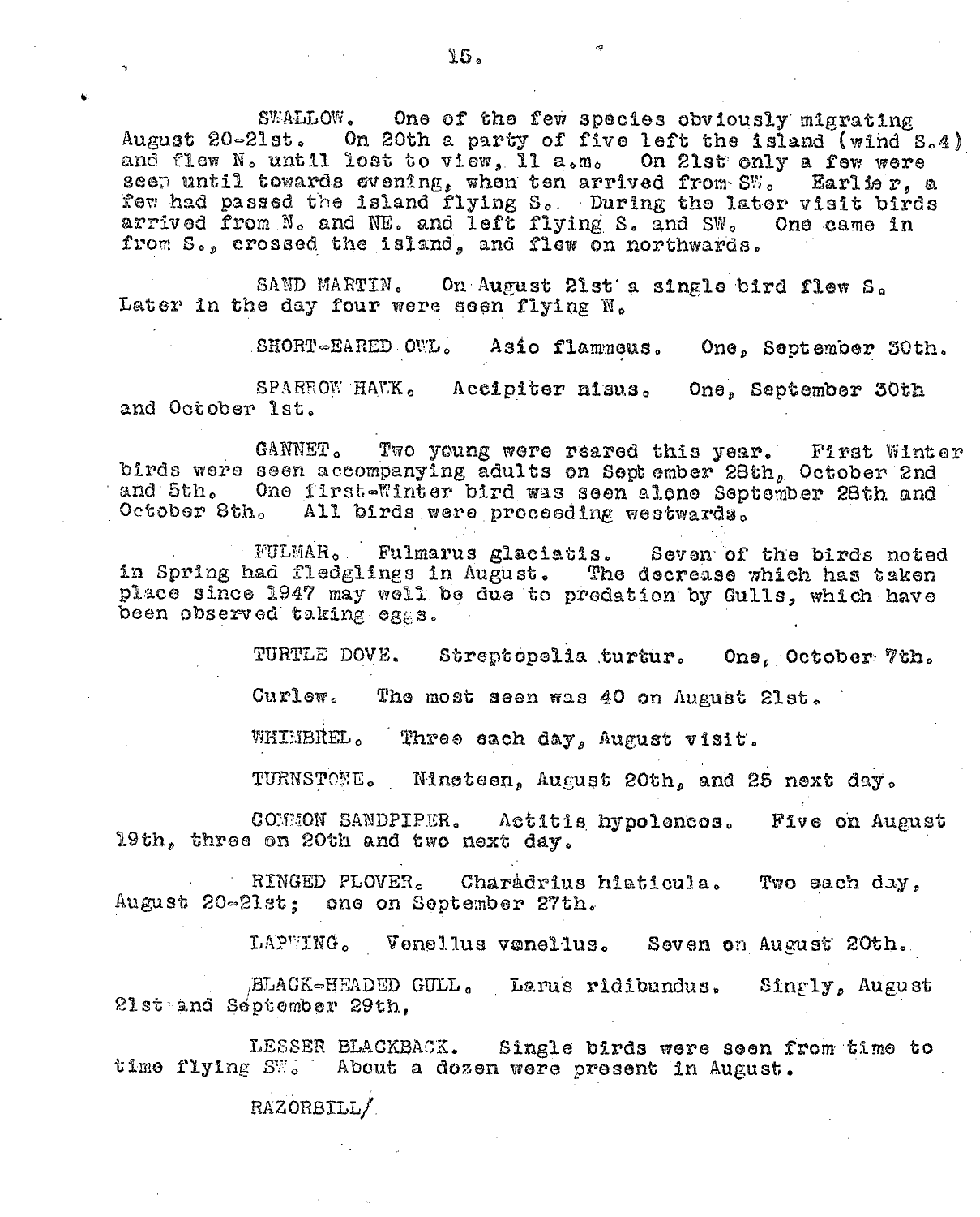SWALLOW. One of the few species obviously migrating August 20-21st. On 20th a party of five left the island (wind S.4) and flew N. until lost to view, 11 a.m. On 21st only a few were seen until towards evening, when ten arrived from SW. Earlier, a few had passed the island flying S. During the later visit birds arrived from N. and NE. and left flying S. and SW. One came in from S., crossed the island, and flew on northwards.

SAND MARTIN. On August 21st a single bird flew S. Later in the day four were seen flying N.

SHORT-EARED OWL. Asio flammeus. One, September 30th.

SPARROW HAWK. Accipiter nisus. One, September 30th and October 1st.

GANNET. Two young were reared this year. First Winter birds were seen accompanying adults on September 28th, October 2nd and 5th. One first-Winter bird was seen alone September 28th and October 8th. All birds were proceeding westwards.

FULMAR. Fulmarus glaciatis. Seven of the birds noted in Spring had fledglings in August. The decrease which has taken place since 1947 may well be due to predation by Gulls, which have been observed taking eggs.

TURTLE DOVE. Streptopelia turtur. One, October 7th.

Curlew. The most seen was 40 on August 21st.

WHIMBREL. Three each day, August visit.

TURNSTONE. Nineteen, August 20th, and 25 next day.

COMMON SANDPIPER. Actitis hypolencos. Five on August 19th, three on 20th and two next day.

RINGED PLOVER. Charadrius hiaticula. Two each day, August 20-21st; one on September 27th.

LAPWING. Venellus vanellus. Seven on August 20th.

BLACK-HEADED GULL. Larus ridibundus. Singly, August 21st and September 29th.

LESSER BLACKBACK. Single birds were seen from time to time flying SW. About a dozen were present in August.

RAZORBILL/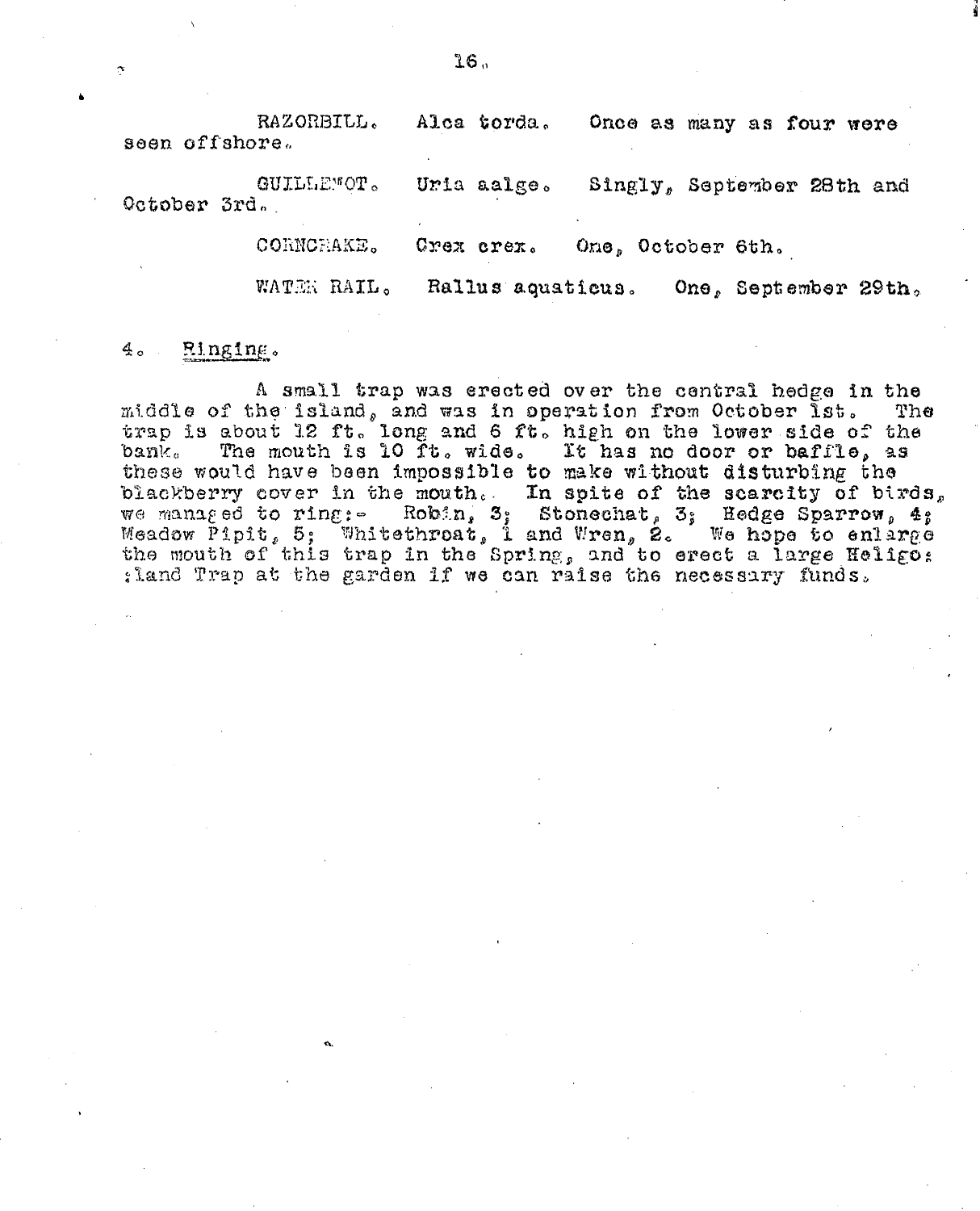RAZORBILL. *Alca torda*. Once as many as four were seen offshore.

GUILLEMOT. *Uria aalge*. Singly, September 28th and October 3rd.

CORNCRAKE. *Crex crex*. One, October 6th.

WATER RAIL. *Rallus aquaticus*. One, September 29th.

## 4. Ringing.

A small trap was erected over the central hedge in the middle of the island, and was in operation from October 1st. The trap is about 12 ft. long and 6 ft. high on the lower side of the bank. The mouth is 10 ft. wide. It has no door or baffle, as these would have been impossible to make without disturbing the blackberry cover in the mouth. In spite of the scarcity of birds, we managed to ring:- Robin, 3; Stonechat, 3; Hedge Sparrow, 4; Meadow Pipit, 5; Whitethroat, 1 and Wren, 2. We hope to enlarge the mouth of this trap in the Spring, and to erect a large Heligoland Trap at the garden if we can raise the necessary funds.